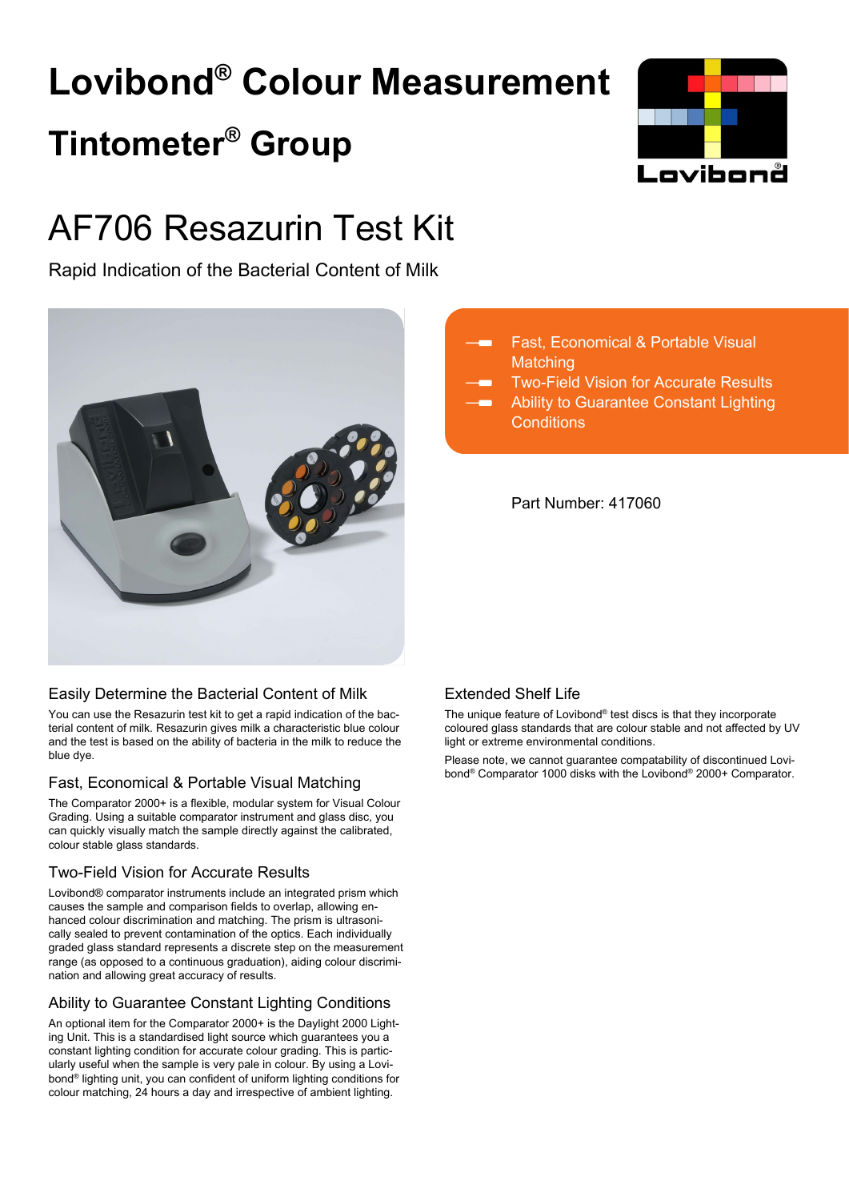# Lovibond® Colour Measurement

# Tintometer® Group

# AF706 Resazurin Test Kit

Rapid Indication of the Bacterial Content of Milk

- Fast, Economical & Portable Visual Matching
- Two-Field Vision for Accurate Results
- Ability to Guarantee Constant Lighting Conditions

Part Number: 417060

### Easily Determine the Bacterial Content of Milk

You can use the Resazurin test kit to get a rapid indication of the bacterial content of milk. Resazurin gives milk a characteristic blue colour and the test is based on the ability of bacteria in the milk to reduce the blue dye.

### Fast, Economical & Portable Visual Matching

The Comparator 2000+ is a flexible, modular system for Visual Colour Grading. Using a suitable comparator instrument and glass disc, you can quickly visually match the sample directly against the calibrated, colour stable glass standards.

### Two-Field Vision for Accurate Results

Lovibond® comparator instruments include an integrated prism which causes the sample and comparison fields to overlap, allowing enhanced colour discrimination and matching. The prism is ultrasonically sealed to prevent contamination of the optics. Each individually graded glass standard represents a discrete step on the measurement range (as opposed to a continuous graduation), aiding colour discrimination and allowing great accuracy of results.

### Ability to Guarantee Constant Lighting Conditions

An optional item for the Comparator 2000+ is the Daylight 2000 Lighting Unit. This is a standardised light source which guarantees you a constant lighting condition for accurate colour grading. This is particularly useful when the sample is very pale in colour. By using a Lovibond® lighting unit, you can confident of uniform lighting conditions for colour matching, 24 hours a day and irrespective of ambient lighting.

### Extended Shelf Life

The unique feature of Lovibond® test discs is that they incorporate coloured glass standards that are colour stable and not affected by UV light or extreme environmental conditions.

Please note, we cannot guarantee compatability of discontinued Lovibond® Comparator 1000 disks with the Lovibond® 2000+ Comparator.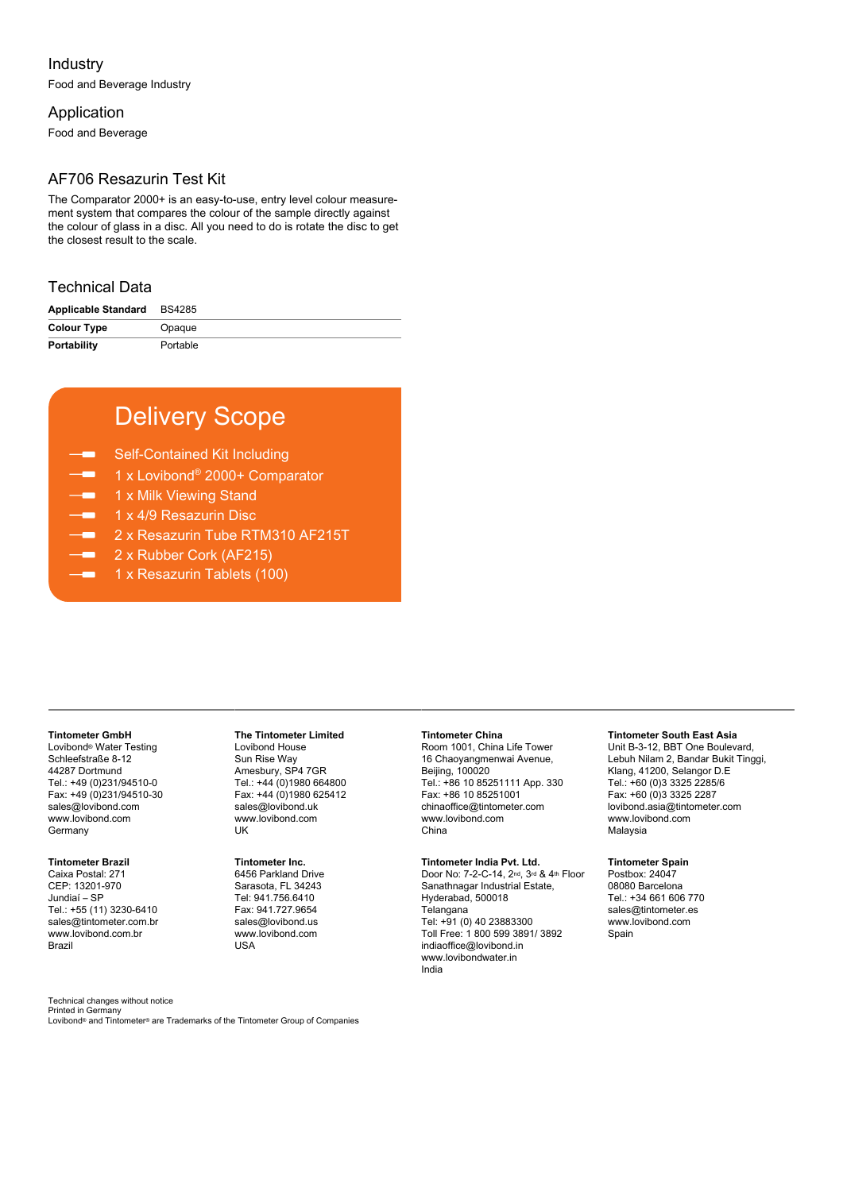## Industry

Food and Beverage Industry

## Application

Food and Beverage

## AF706 Resazurin Test Kit

The Comparator 2000+ is an easy-to-use, entry level colour measurement system that compares the colour of the sample directly against the colour of glass in a disc. All you need to do is rotate the disc to get the closest result to the scale.

## Technical Data

| | |
|---|---|
| **Applicable Standard** | BS4285 |
| **Colour Type** | Opaque |
| **Portability** | Portable |

## Delivery Scope

- Self-Contained Kit Including
- 1 x Lovibond® 2000+ Comparator
- 1 x Milk Viewing Stand
- 1 x 4/9 Resazurin Disc
- 2 x Resazurin Tube RTM310 AF215T
- 2 x Rubber Cork (AF215)
- 1 x Resazurin Tablets (100)

---

**Tintometer GmbH**
Lovibond® Water Testing
Schleefstraße 8-12
44287 Dortmund
Tel.: +49 (0)231/94510-0
Fax: +49 (0)231/94510-30
sales@lovibond.com
www.lovibond.com
Germany

**The Tintometer Limited**
Lovibond House
Sun Rise Way
Amesbury, SP4 7GR
Tel.: +44 (0)1980 664800
Fax: +44 (0)1980 625412
sales@lovibond.uk
www.lovibond.com
UK

**Tintometer China**
Room 1001, China Life Tower
16 Chaoyangmenwai Avenue,
Beijing, 100020
Tel.: +86 10 85251111 App. 330
Fax: +86 10 85251001
chinaoffice@tintometer.com
www.lovibond.com
China

**Tintometer South East Asia**
Unit B-3-12, BBT One Boulevard,
Lebuh Nilam 2, Bandar Bukit Tinggi,
Klang, 41200, Selangor D.E
Tel.: +60 (0)3 3325 2285/6
Fax: +60 (0)3 3325 2287
lovibond.asia@tintometer.com
www.lovibond.com
Malaysia

**Tintometer Brazil**
Caixa Postal: 271
CEP: 13201-970
Jundiaí – SP
Tel.: +55 (11) 3230-6410
sales@tintometer.com.br
www.lovibond.com.br
Brazil

**Tintometer Inc.**
6456 Parkland Drive
Sarasota, FL 34243
Tel: 941.756.6410
Fax: 941.727.9654
sales@lovibond.us
www.lovibond.com
USA

**Tintometer India Pvt. Ltd.**
Door No: 7-2-C-14, 2nd, 3rd & 4th Floor
Sanathnagar Industrial Estate,
Hyderabad, 500018
Telangana
Tel: +91 (0) 40 23883300
Toll Free: 1 800 599 3891/ 3892
indiaoffice@lovibond.in
www.lovibondwater.in
India

**Tintometer Spain**
Postbox: 24047
08080 Barcelona
Tel.: +34 661 606 770
sales@tintometer.es
www.lovibond.com
Spain

Technical changes without notice
Printed in Germany
Lovibond® and Tintometer® are Trademarks of the Tintometer Group of Companies